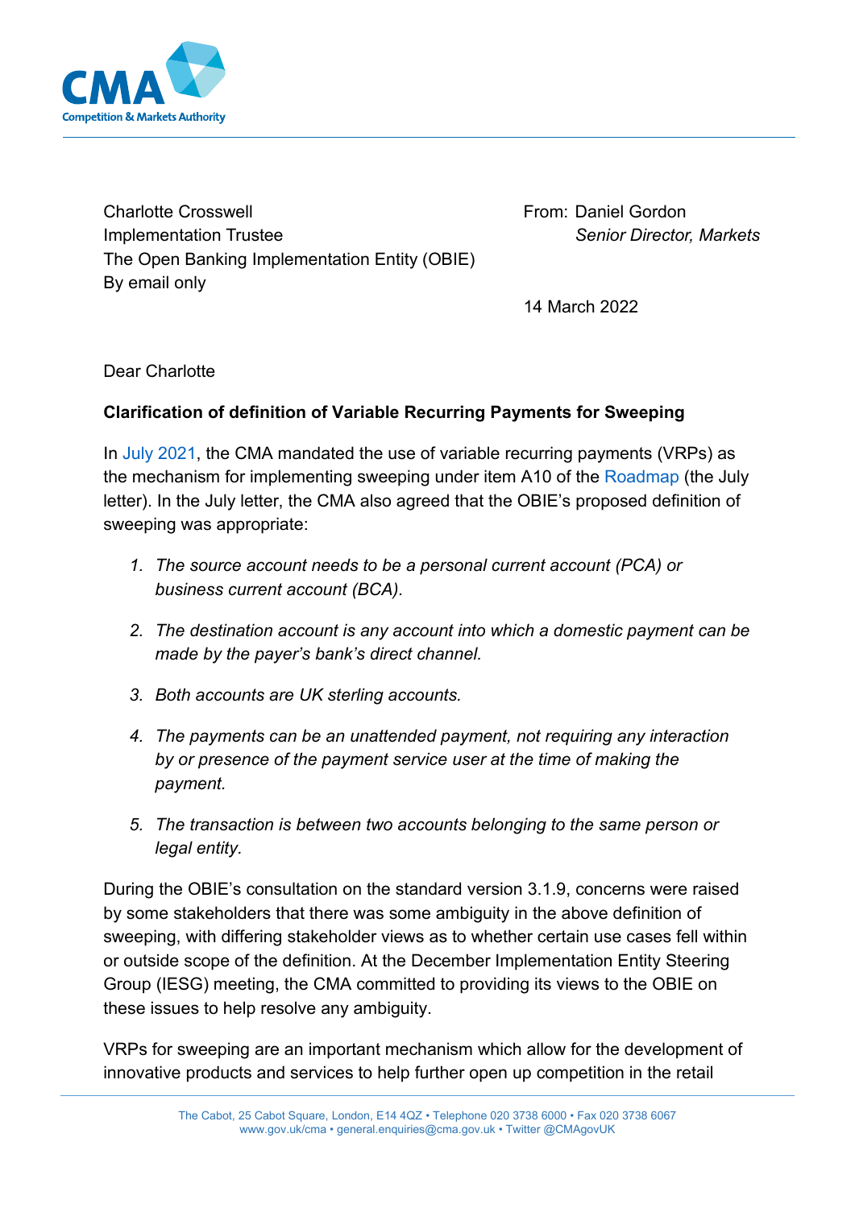Charlotte Crosswell
Implementation Trustee
The Open Banking Implementation Entity (OBIE)
By email only

From: Daniel Gordon
*Senior Director, Markets*

14 March 2022

Dear Charlotte

**Clarification of definition of Variable Recurring Payments for Sweeping**

In July 2021, the CMA mandated the use of variable recurring payments (VRPs) as the mechanism for implementing sweeping under item A10 of the Roadmap (the July letter). In the July letter, the CMA also agreed that the OBIE's proposed definition of sweeping was appropriate:

1. *The source account needs to be a personal current account (PCA) or business current account (BCA).*
2. *The destination account is any account into which a domestic payment can be made by the payer's bank's direct channel.*
3. *Both accounts are UK sterling accounts.*
4. *The payments can be an unattended payment, not requiring any interaction by or presence of the payment service user at the time of making the payment.*
5. *The transaction is between two accounts belonging to the same person or legal entity.*

During the OBIE's consultation on the standard version 3.1.9, concerns were raised by some stakeholders that there was some ambiguity in the above definition of sweeping, with differing stakeholder views as to whether certain use cases fell within or outside scope of the definition. At the December Implementation Entity Steering Group (IESG) meeting, the CMA committed to providing its views to the OBIE on these issues to help resolve any ambiguity.

VRPs for sweeping are an important mechanism which allow for the development of innovative products and services to help further open up competition in the retail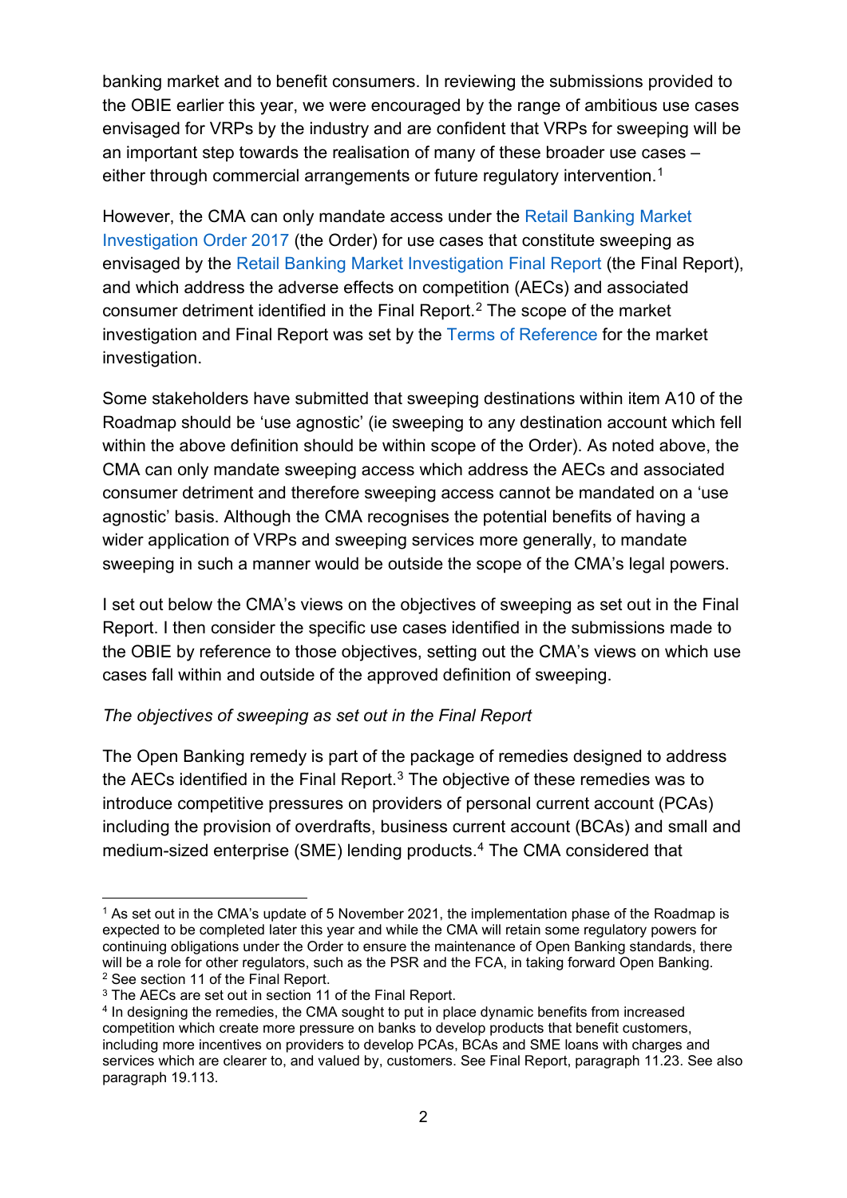banking market and to benefit consumers. In reviewing the submissions provided to the OBIE earlier this year, we were encouraged by the range of ambitious use cases envisaged for VRPs by the industry and are confident that VRPs for sweeping will be an important step towards the realisation of many of these broader use cases – either through commercial arrangements or future regulatory intervention.[1]

However, the CMA can only mandate access under the Retail Banking Market Investigation Order 2017 (the Order) for use cases that constitute sweeping as envisaged by the Retail Banking Market Investigation Final Report (the Final Report), and which address the adverse effects on competition (AECs) and associated consumer detriment identified in the Final Report.[2] The scope of the market investigation and Final Report was set by the Terms of Reference for the market investigation.

Some stakeholders have submitted that sweeping destinations within item A10 of the Roadmap should be 'use agnostic' (ie sweeping to any destination account which fell within the above definition should be within scope of the Order). As noted above, the CMA can only mandate sweeping access which address the AECs and associated consumer detriment and therefore sweeping access cannot be mandated on a 'use agnostic' basis. Although the CMA recognises the potential benefits of having a wider application of VRPs and sweeping services more generally, to mandate sweeping in such a manner would be outside the scope of the CMA's legal powers.

I set out below the CMA's views on the objectives of sweeping as set out in the Final Report. I then consider the specific use cases identified in the submissions made to the OBIE by reference to those objectives, setting out the CMA's views on which use cases fall within and outside of the approved definition of sweeping.

*The objectives of sweeping as set out in the Final Report*

The Open Banking remedy is part of the package of remedies designed to address the AECs identified in the Final Report.[3] The objective of these remedies was to introduce competitive pressures on providers of personal current account (PCAs) including the provision of overdrafts, business current account (BCAs) and small and medium-sized enterprise (SME) lending products.[4] The CMA considered that

---

[1] As set out in the CMA's update of 5 November 2021, the implementation phase of the Roadmap is expected to be completed later this year and while the CMA will retain some regulatory powers for continuing obligations under the Order to ensure the maintenance of Open Banking standards, there will be a role for other regulators, such as the PSR and the FCA, in taking forward Open Banking.

[2] See section 11 of the Final Report.

[3] The AECs are set out in section 11 of the Final Report.

[4] In designing the remedies, the CMA sought to put in place dynamic benefits from increased competition which create more pressure on banks to develop products that benefit customers, including more incentives on providers to develop PCAs, BCAs and SME loans with charges and services which are clearer to, and valued by, customers. See Final Report, paragraph 11.23. See also paragraph 19.113.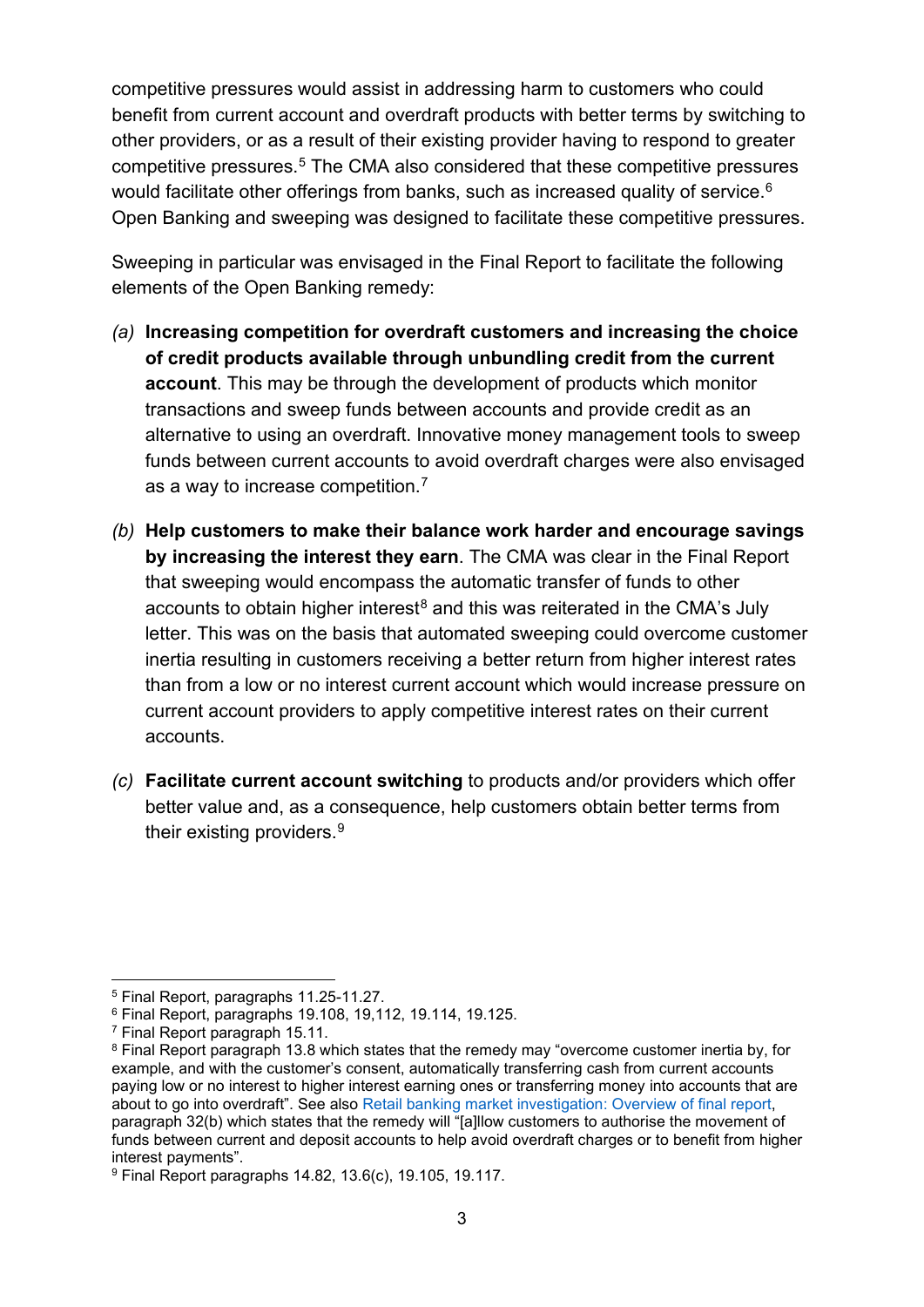competitive pressures would assist in addressing harm to customers who could benefit from current account and overdraft products with better terms by switching to other providers, or as a result of their existing provider having to respond to greater competitive pressures.[5] The CMA also considered that these competitive pressures would facilitate other offerings from banks, such as increased quality of service.[6] Open Banking and sweeping was designed to facilitate these competitive pressures.

Sweeping in particular was envisaged in the Final Report to facilitate the following elements of the Open Banking remedy:

*(a)* **Increasing competition for overdraft customers and increasing the choice of credit products available through unbundling credit from the current account**. This may be through the development of products which monitor transactions and sweep funds between accounts and provide credit as an alternative to using an overdraft. Innovative money management tools to sweep funds between current accounts to avoid overdraft charges were also envisaged as a way to increase competition.[7]

*(b)* **Help customers to make their balance work harder and encourage savings by increasing the interest they earn**. The CMA was clear in the Final Report that sweeping would encompass the automatic transfer of funds to other accounts to obtain higher interest[8] and this was reiterated in the CMA's July letter. This was on the basis that automated sweeping could overcome customer inertia resulting in customers receiving a better return from higher interest rates than from a low or no interest current account which would increase pressure on current account providers to apply competitive interest rates on their current accounts.

*(c)* **Facilitate current account switching** to products and/or providers which offer better value and, as a consequence, help customers obtain better terms from their existing providers.[9]

---

[5] Final Report, paragraphs 11.25-11.27.

[6] Final Report, paragraphs 19.108, 19,112, 19.114, 19.125.

[7] Final Report paragraph 15.11.

[8] Final Report paragraph 13.8 which states that the remedy may "overcome customer inertia by, for example, and with the customer's consent, automatically transferring cash from current accounts paying low or no interest to higher interest earning ones or transferring money into accounts that are about to go into overdraft". See also Retail banking market investigation: Overview of final report, paragraph 32(b) which states that the remedy will "[a]llow customers to authorise the movement of funds between current and deposit accounts to help avoid overdraft charges or to benefit from higher interest payments".

[9] Final Report paragraphs 14.82, 13.6(c), 19.105, 19.117.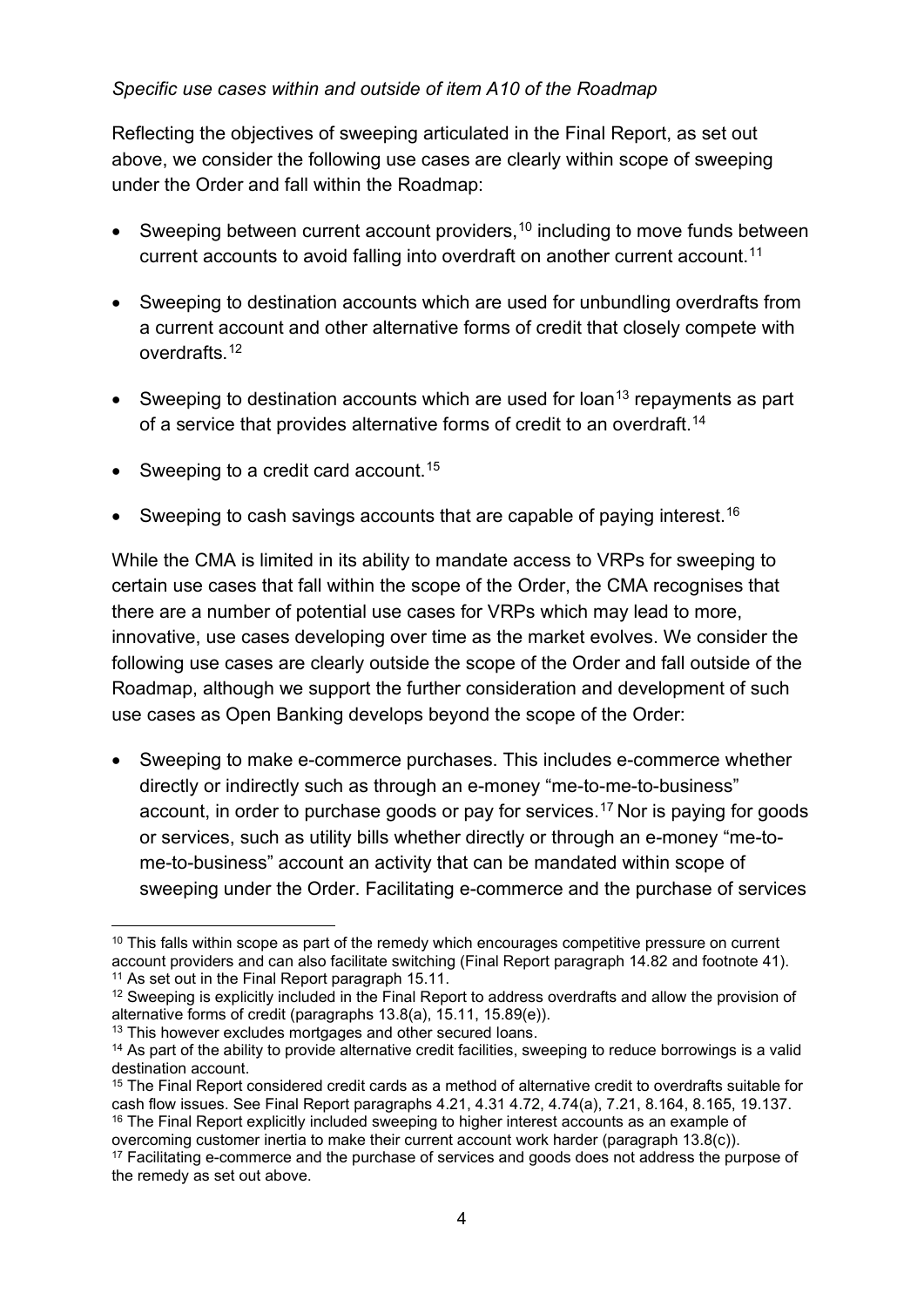*Specific use cases within and outside of item A10 of the Roadmap*

Reflecting the objectives of sweeping articulated in the Final Report, as set out above, we consider the following use cases are clearly within scope of sweeping under the Order and fall within the Roadmap:

- Sweeping between current account providers,[10] including to move funds between current accounts to avoid falling into overdraft on another current account.[11]
- Sweeping to destination accounts which are used for unbundling overdrafts from a current account and other alternative forms of credit that closely compete with overdrafts.[12]
- Sweeping to destination accounts which are used for loan[13] repayments as part of a service that provides alternative forms of credit to an overdraft.[14]
- Sweeping to a credit card account.[15]
- Sweeping to cash savings accounts that are capable of paying interest.[16]

While the CMA is limited in its ability to mandate access to VRPs for sweeping to certain use cases that fall within the scope of the Order, the CMA recognises that there are a number of potential use cases for VRPs which may lead to more, innovative, use cases developing over time as the market evolves. We consider the following use cases are clearly outside the scope of the Order and fall outside of the Roadmap, although we support the further consideration and development of such use cases as Open Banking develops beyond the scope of the Order:

- Sweeping to make e-commerce purchases. This includes e-commerce whether directly or indirectly such as through an e-money "me-to-me-to-business" account, in order to purchase goods or pay for services.[17] Nor is paying for goods or services, such as utility bills whether directly or through an e-money "me-to-me-to-business" account an activity that can be mandated within scope of sweeping under the Order. Facilitating e-commerce and the purchase of services

---

[10] This falls within scope as part of the remedy which encourages competitive pressure on current account providers and can also facilitate switching (Final Report paragraph 14.82 and footnote 41).

[11] As set out in the Final Report paragraph 15.11.

[12] Sweeping is explicitly included in the Final Report to address overdrafts and allow the provision of alternative forms of credit (paragraphs 13.8(a), 15.11, 15.89(e)).

[13] This however excludes mortgages and other secured loans.

[14] As part of the ability to provide alternative credit facilities, sweeping to reduce borrowings is a valid destination account.

[15] The Final Report considered credit cards as a method of alternative credit to overdrafts suitable for cash flow issues. See Final Report paragraphs 4.21, 4.31 4.72, 4.74(a), 7.21, 8.164, 8.165, 19.137.

[16] The Final Report explicitly included sweeping to higher interest accounts as an example of overcoming customer inertia to make their current account work harder (paragraph 13.8(c)).

[17] Facilitating e-commerce and the purchase of services and goods does not address the purpose of the remedy as set out above.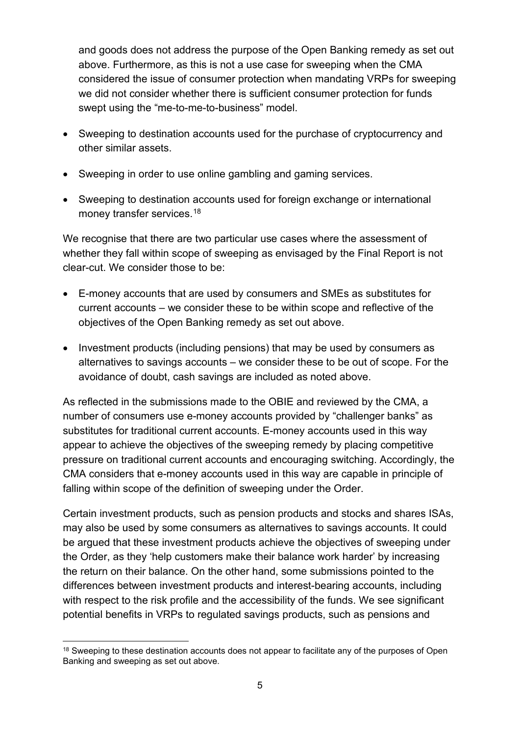and goods does not address the purpose of the Open Banking remedy as set out above. Furthermore, as this is not a use case for sweeping when the CMA considered the issue of consumer protection when mandating VRPs for sweeping we did not consider whether there is sufficient consumer protection for funds swept using the "me-to-me-to-business" model.

- Sweeping to destination accounts used for the purchase of cryptocurrency and other similar assets.
- Sweeping in order to use online gambling and gaming services.
- Sweeping to destination accounts used for foreign exchange or international money transfer services.[18]

We recognise that there are two particular use cases where the assessment of whether they fall within scope of sweeping as envisaged by the Final Report is not clear-cut. We consider those to be:

- E-money accounts that are used by consumers and SMEs as substitutes for current accounts – we consider these to be within scope and reflective of the objectives of the Open Banking remedy as set out above.
- Investment products (including pensions) that may be used by consumers as alternatives to savings accounts – we consider these to be out of scope. For the avoidance of doubt, cash savings are included as noted above.

As reflected in the submissions made to the OBIE and reviewed by the CMA, a number of consumers use e-money accounts provided by "challenger banks" as substitutes for traditional current accounts. E-money accounts used in this way appear to achieve the objectives of the sweeping remedy by placing competitive pressure on traditional current accounts and encouraging switching. Accordingly, the CMA considers that e-money accounts used in this way are capable in principle of falling within scope of the definition of sweeping under the Order.

Certain investment products, such as pension products and stocks and shares ISAs, may also be used by some consumers as alternatives to savings accounts. It could be argued that these investment products achieve the objectives of sweeping under the Order, as they 'help customers make their balance work harder' by increasing the return on their balance. On the other hand, some submissions pointed to the differences between investment products and interest-bearing accounts, including with respect to the risk profile and the accessibility of the funds. We see significant potential benefits in VRPs to regulated savings products, such as pensions and

[18] Sweeping to these destination accounts does not appear to facilitate any of the purposes of Open Banking and sweeping as set out above.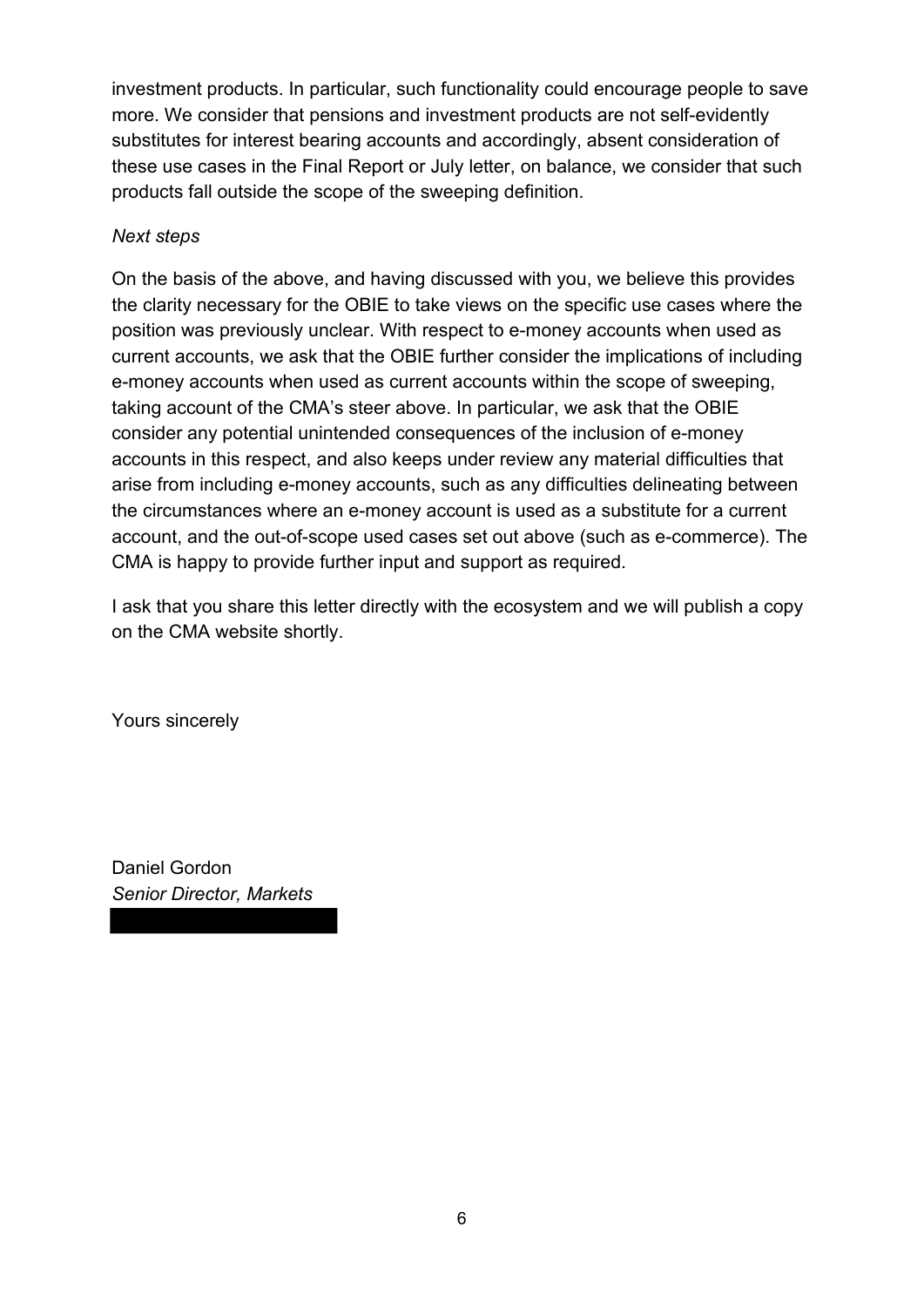investment products. In particular, such functionality could encourage people to save more. We consider that pensions and investment products are not self-evidently substitutes for interest bearing accounts and accordingly, absent consideration of these use cases in the Final Report or July letter, on balance, we consider that such products fall outside the scope of the sweeping definition.

*Next steps*

On the basis of the above, and having discussed with you, we believe this provides the clarity necessary for the OBIE to take views on the specific use cases where the position was previously unclear. With respect to e-money accounts when used as current accounts, we ask that the OBIE further consider the implications of including e-money accounts when used as current accounts within the scope of sweeping, taking account of the CMA's steer above. In particular, we ask that the OBIE consider any potential unintended consequences of the inclusion of e-money accounts in this respect, and also keeps under review any material difficulties that arise from including e-money accounts, such as any difficulties delineating between the circumstances where an e-money account is used as a substitute for a current account, and the out-of-scope used cases set out above (such as e-commerce). The CMA is happy to provide further input and support as required.

I ask that you share this letter directly with the ecosystem and we will publish a copy on the CMA website shortly.

Yours sincerely

Daniel Gordon
*Senior Director, Markets*